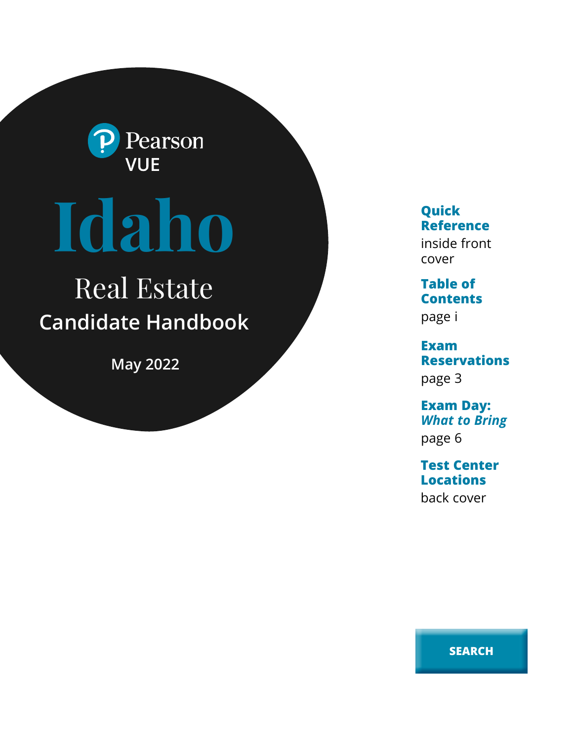Pearson VUE

# Idaho

## Real Estate Candidate Handbook

May 2022

**Quick Reference**
inside front cover

**Table of Contents**
page i

**Exam Reservations**
page 3

**Exam Day:** ***What to Bring***
page 6

**Test Center Locations**
back cover

SEARCH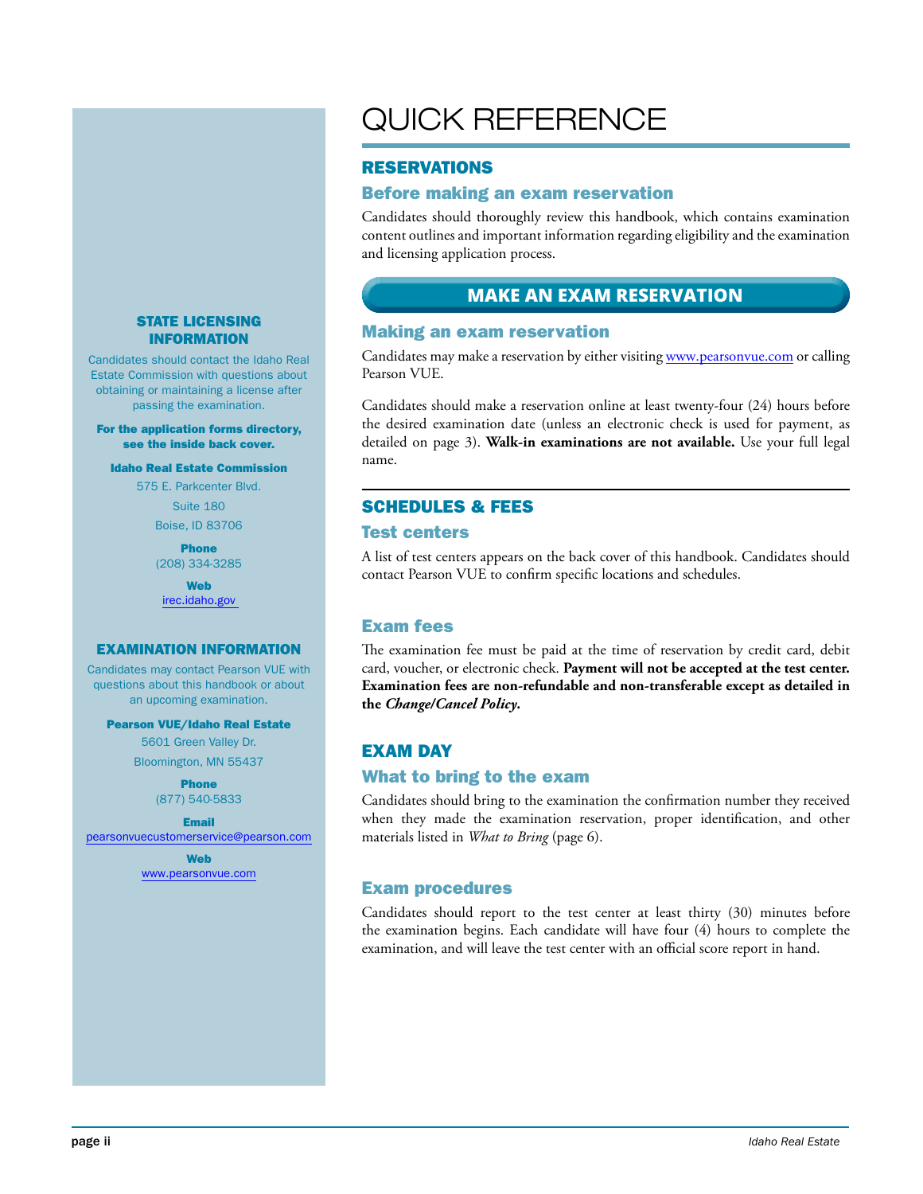# QUICK REFERENCE

## RESERVATIONS

### Before making an exam reservation

Candidates should thoroughly review this handbook, which contains examination content outlines and important information regarding eligibility and the examination and licensing application process.

**MAKE AN EXAM RESERVATION**

### Making an exam reservation

Candidates may make a reservation by either visiting www.pearsonvue.com or calling Pearson VUE.

Candidates should make a reservation online at least twenty-four (24) hours before the desired examination date (unless an electronic check is used for payment, as detailed on page 3). **Walk-in examinations are not available.** Use your full legal name.

## SCHEDULES & FEES

### Test centers

A list of test centers appears on the back cover of this handbook. Candidates should contact Pearson VUE to confirm specific locations and schedules.

### Exam fees

The examination fee must be paid at the time of reservation by credit card, debit card, voucher, or electronic check. **Payment will not be accepted at the test center. Examination fees are non-refundable and non-transferable except as detailed in the *Change/Cancel Policy*.**

## EXAM DAY

### What to bring to the exam

Candidates should bring to the examination the confirmation number they received when they made the examination reservation, proper identification, and other materials listed in *What to Bring* (page 6).

### Exam procedures

Candidates should report to the test center at least thirty (30) minutes before the examination begins. Each candidate will have four (4) hours to complete the examination, and will leave the test center with an official score report in hand.

## STATE LICENSING INFORMATION

Candidates should contact the Idaho Real Estate Commission with questions about obtaining or maintaining a license after passing the examination.

**For the application forms directory, see the inside back cover.**

**Idaho Real Estate Commission**
575 E. Parkcenter Blvd.
Suite 180
Boise, ID 83706

**Phone**
(208) 334-3285

**Web**
irec.idaho.gov

## EXAMINATION INFORMATION

Candidates may contact Pearson VUE with questions about this handbook or about an upcoming examination.

**Pearson VUE/Idaho Real Estate**
5601 Green Valley Dr.
Bloomington, MN 55437

**Phone**
(877) 540-5833

**Email**
pearsonvuecustomerservice@pearson.com

**Web**
www.pearsonvue.com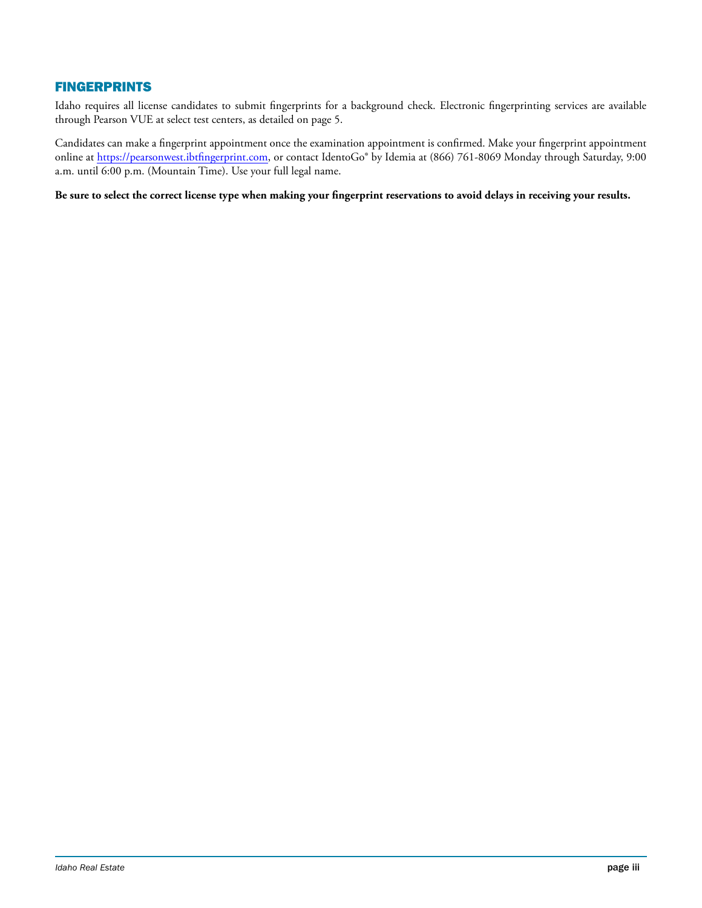## FINGERPRINTS

Idaho requires all license candidates to submit fingerprints for a background check. Electronic fingerprinting services are available through Pearson VUE at select test centers, as detailed on page 5.

Candidates can make a fingerprint appointment once the examination appointment is confirmed. Make your fingerprint appointment online at https://pearsonwest.ibtfingerprint.com, or contact IdentoGo® by Idemia at (866) 761-8069 Monday through Saturday, 9:00 a.m. until 6:00 p.m. (Mountain Time). Use your full legal name.

**Be sure to select the correct license type when making your fingerprint reservations to avoid delays in receiving your results.**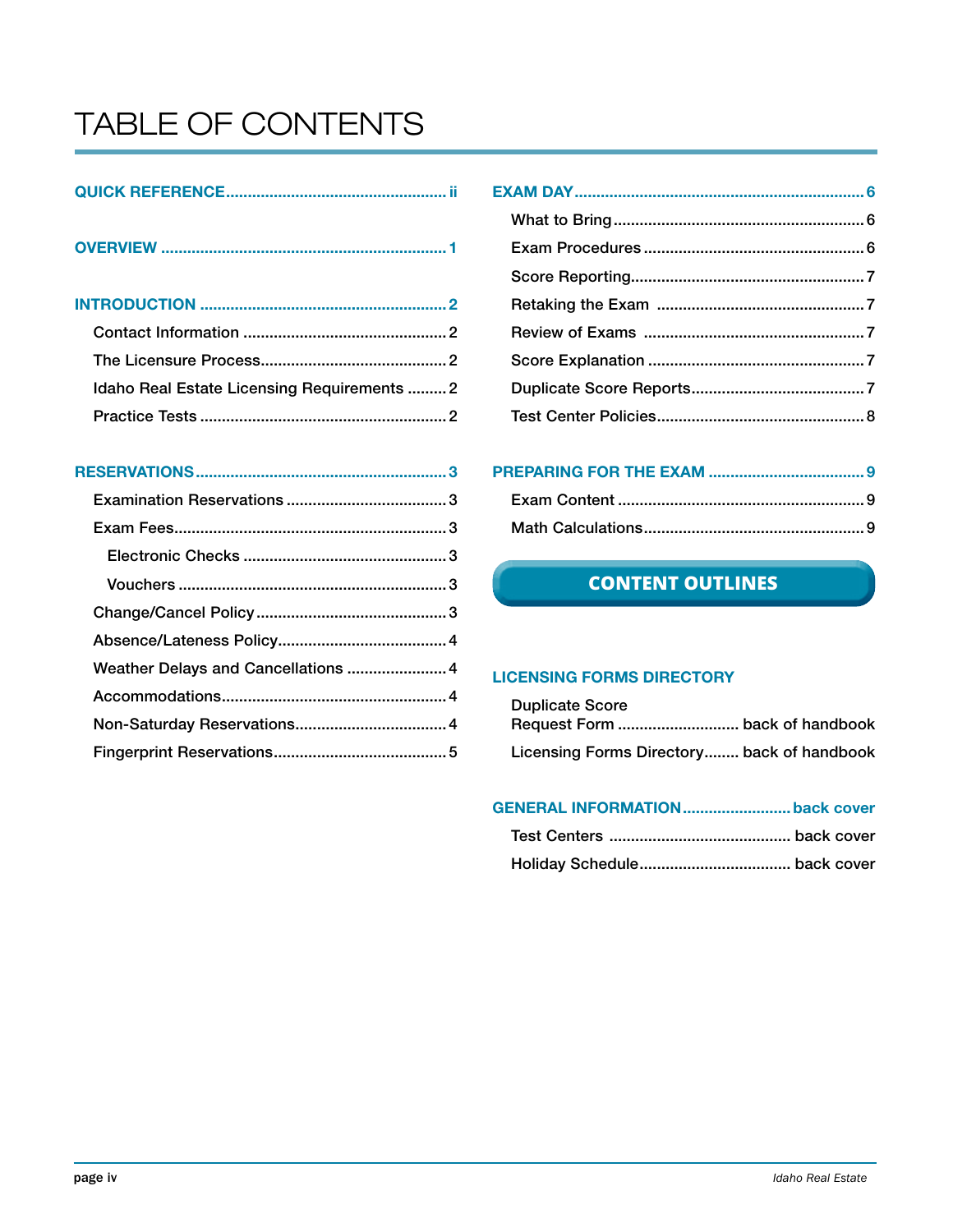# TABLE OF CONTENTS

**QUICK REFERENCE** .................................................. ii

**OVERVIEW** .................................................. 1

**INTRODUCTION** .................................................. 2

- Contact Information .................................................. 2
- The Licensure Process .................................................. 2
- Idaho Real Estate Licensing Requirements .................................................. 2
- Practice Tests .................................................. 2

**RESERVATIONS** .................................................. 3

- Examination Reservations .................................................. 3
- Exam Fees .................................................. 3
  - Electronic Checks .................................................. 3
  - Vouchers .................................................. 3
- Change/Cancel Policy .................................................. 3
- Absence/Lateness Policy .................................................. 4
- Weather Delays and Cancellations .................................................. 4
- Accommodations .................................................. 4
- Non-Saturday Reservations .................................................. 4
- Fingerprint Reservations .................................................. 5

**EXAM DAY** .................................................. 6

- What to Bring .................................................. 6
- Exam Procedures .................................................. 6
- Score Reporting .................................................. 7
- Retaking the Exam .................................................. 7
- Review of Exams .................................................. 7
- Score Explanation .................................................. 7
- Duplicate Score Reports .................................................. 7
- Test Center Policies .................................................. 8

**PREPARING FOR THE EXAM** .................................................. 9

- Exam Content .................................................. 9
- Math Calculations .................................................. 9

**CONTENT OUTLINES**

**LICENSING FORMS DIRECTORY**

- Duplicate Score Request Form .................................................. back of handbook
- Licensing Forms Directory .................................................. back of handbook

**GENERAL INFORMATION** .................................................. back cover

- Test Centers .................................................. back cover
- Holiday Schedule .................................................. back cover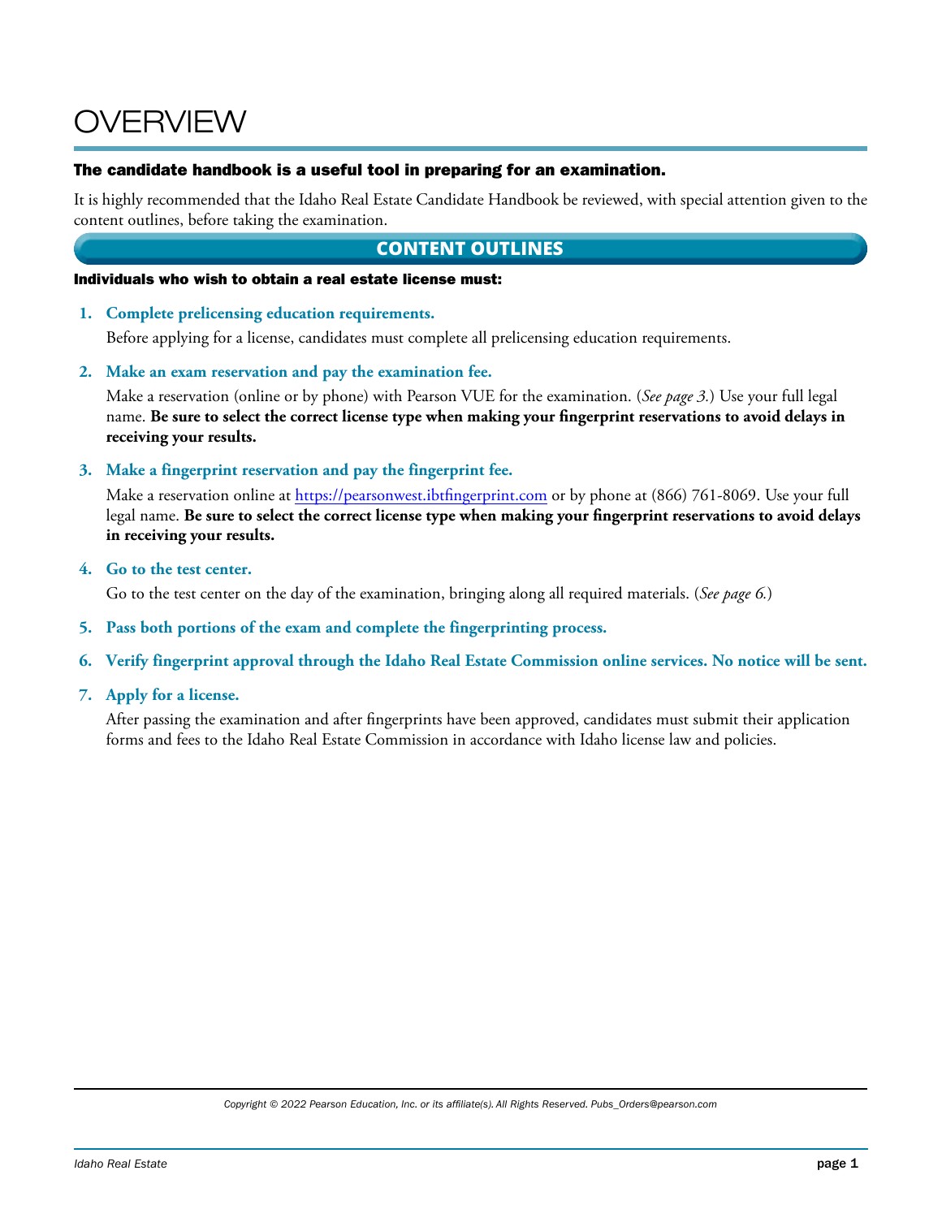# OVERVIEW

**The candidate handbook is a useful tool in preparing for an examination.**

It is highly recommended that the Idaho Real Estate Candidate Handbook be reviewed, with special attention given to the content outlines, before taking the examination.

## CONTENT OUTLINES

**Individuals who wish to obtain a real estate license must:**

1. **Complete prelicensing education requirements.**

   Before applying for a license, candidates must complete all prelicensing education requirements.

2. **Make an exam reservation and pay the examination fee.**

   Make a reservation (online or by phone) with Pearson VUE for the examination. (*See page 3.*) Use your full legal name. **Be sure to select the correct license type when making your fingerprint reservations to avoid delays in receiving your results.**

3. **Make a fingerprint reservation and pay the fingerprint fee.**

   Make a reservation online at https://pearsonwest.ibtfingerprint.com or by phone at (866) 761-8069. Use your full legal name. **Be sure to select the correct license type when making your fingerprint reservations to avoid delays in receiving your results.**

4. **Go to the test center.**

   Go to the test center on the day of the examination, bringing along all required materials. (*See page 6.*)

5. **Pass both portions of the exam and complete the fingerprinting process.**

6. **Verify fingerprint approval through the Idaho Real Estate Commission online services. No notice will be sent.**

7. **Apply for a license.**

   After passing the examination and after fingerprints have been approved, candidates must submit their application forms and fees to the Idaho Real Estate Commission in accordance with Idaho license law and policies.

*Copyright © 2022 Pearson Education, Inc. or its affiliate(s). All Rights Reserved. Pubs_Orders@pearson.com*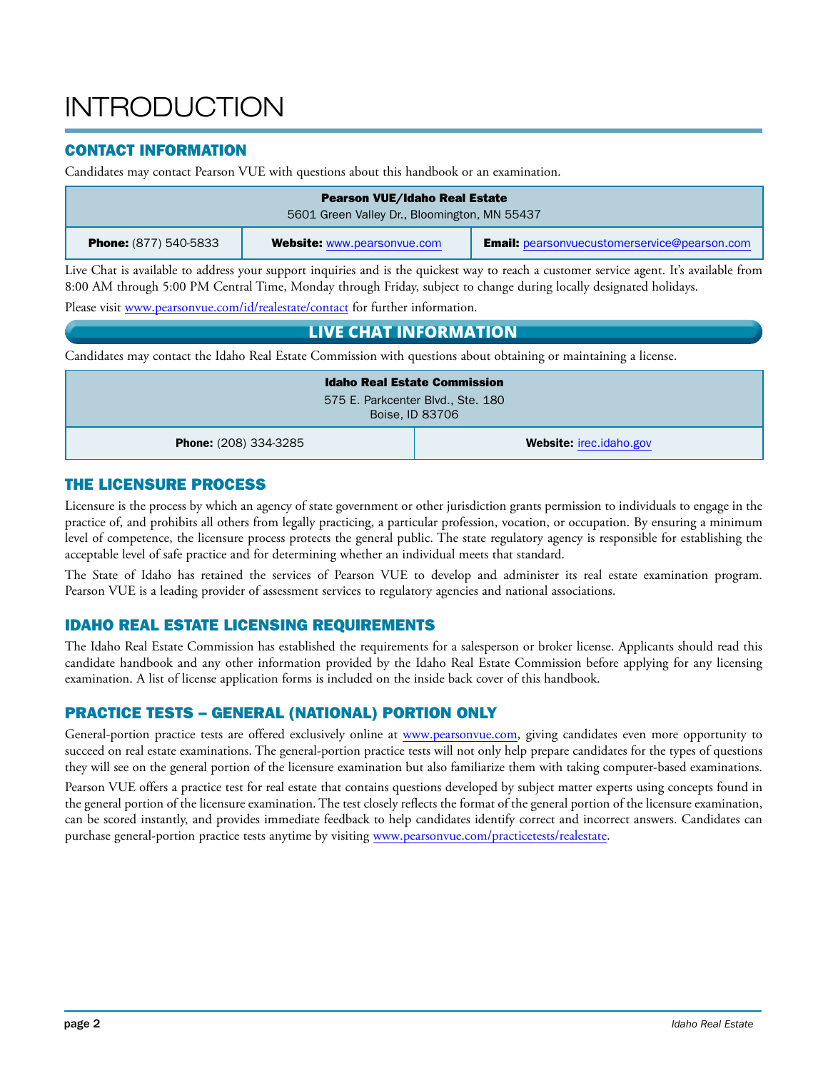# INTRODUCTION

## CONTACT INFORMATION

Candidates may contact Pearson VUE with questions about this handbook or an examination.

| **Pearson VUE/Idaho Real Estate**<br>5601 Green Valley Dr., Bloomington, MN 55437 | | |
|---|---|---|
| **Phone:** (877) 540-5833 | **Website:** www.pearsonvue.com | **Email:** pearsonvuecustomerservice@pearson.com |

Live Chat is available to address your support inquiries and is the quickest way to reach a customer service agent. It's available from 8:00 AM through 5:00 PM Central Time, Monday through Friday, subject to change during locally designated holidays.

Please visit www.pearsonvue.com/id/realestate/contact for further information.

**LIVE CHAT INFORMATION**

Candidates may contact the Idaho Real Estate Commission with questions about obtaining or maintaining a license.

| **Idaho Real Estate Commission**<br>575 E. Parkcenter Blvd., Ste. 180<br>Boise, ID 83706 | |
|---|---|
| **Phone:** (208) 334-3285 | **Website:** irec.idaho.gov |

## THE LICENSURE PROCESS

Licensure is the process by which an agency of state government or other jurisdiction grants permission to individuals to engage in the practice of, and prohibits all others from legally practicing, a particular profession, vocation, or occupation. By ensuring a minimum level of competence, the licensure process protects the general public. The state regulatory agency is responsible for establishing the acceptable level of safe practice and for determining whether an individual meets that standard.

The State of Idaho has retained the services of Pearson VUE to develop and administer its real estate examination program. Pearson VUE is a leading provider of assessment services to regulatory agencies and national associations.

## IDAHO REAL ESTATE LICENSING REQUIREMENTS

The Idaho Real Estate Commission has established the requirements for a salesperson or broker license. Applicants should read this candidate handbook and any other information provided by the Idaho Real Estate Commission before applying for any licensing examination. A list of license application forms is included on the inside back cover of this handbook.

## PRACTICE TESTS – GENERAL (NATIONAL) PORTION ONLY

General-portion practice tests are offered exclusively online at www.pearsonvue.com, giving candidates even more opportunity to succeed on real estate examinations. The general-portion practice tests will not only help prepare candidates for the types of questions they will see on the general portion of the licensure examination but also familiarize them with taking computer-based examinations.

Pearson VUE offers a practice test for real estate that contains questions developed by subject matter experts using concepts found in the general portion of the licensure examination. The test closely reflects the format of the general portion of the licensure examination, can be scored instantly, and provides immediate feedback to help candidates identify correct and incorrect answers. Candidates can purchase general-portion practice tests anytime by visiting www.pearsonvue.com/practicetests/realestate.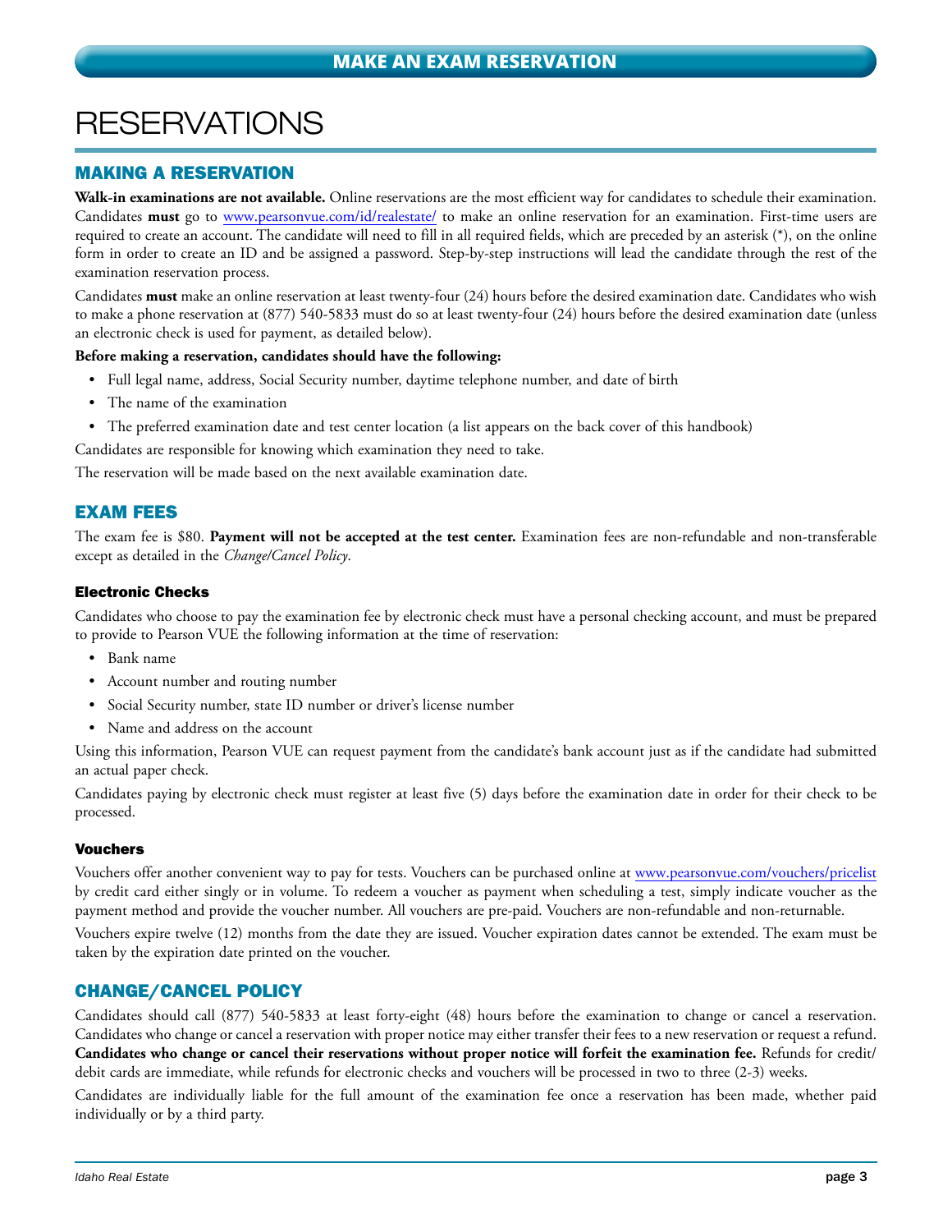## MAKE AN EXAM RESERVATION

# RESERVATIONS

## MAKING A RESERVATION

**Walk-in examinations are not available.** Online reservations are the most efficient way for candidates to schedule their examination. Candidates **must** go to [www.pearsonvue.com/id/realestate/](www.pearsonvue.com/id/realestate/) to make an online reservation for an examination. First-time users are required to create an account. The candidate will need to fill in all required fields, which are preceded by an asterisk (*), on the online form in order to create an ID and be assigned a password. Step-by-step instructions will lead the candidate through the rest of the examination reservation process.

Candidates **must** make an online reservation at least twenty-four (24) hours before the desired examination date. Candidates who wish to make a phone reservation at (877) 540-5833 must do so at least twenty-four (24) hours before the desired examination date (unless an electronic check is used for payment, as detailed below).

**Before making a reservation, candidates should have the following:**

- Full legal name, address, Social Security number, daytime telephone number, and date of birth
- The name of the examination
- The preferred examination date and test center location (a list appears on the back cover of this handbook)

Candidates are responsible for knowing which examination they need to take.

The reservation will be made based on the next available examination date.

## EXAM FEES

The exam fee is $80. **Payment will not be accepted at the test center.** Examination fees are non-refundable and non-transferable except as detailed in the *Change/Cancel Policy*.

### Electronic Checks

Candidates who choose to pay the examination fee by electronic check must have a personal checking account, and must be prepared to provide to Pearson VUE the following information at the time of reservation:

- Bank name
- Account number and routing number
- Social Security number, state ID number or driver's license number
- Name and address on the account

Using this information, Pearson VUE can request payment from the candidate's bank account just as if the candidate had submitted an actual paper check.

Candidates paying by electronic check must register at least five (5) days before the examination date in order for their check to be processed.

### Vouchers

Vouchers offer another convenient way to pay for tests. Vouchers can be purchased online at [www.pearsonvue.com/vouchers/pricelist](www.pearsonvue.com/vouchers/pricelist) by credit card either singly or in volume. To redeem a voucher as payment when scheduling a test, simply indicate voucher as the payment method and provide the voucher number. All vouchers are pre-paid. Vouchers are non-refundable and non-returnable.

Vouchers expire twelve (12) months from the date they are issued. Voucher expiration dates cannot be extended. The exam must be taken by the expiration date printed on the voucher.

## CHANGE/CANCEL POLICY

Candidates should call (877) 540-5833 at least forty-eight (48) hours before the examination to change or cancel a reservation. Candidates who change or cancel a reservation with proper notice may either transfer their fees to a new reservation or request a refund. **Candidates who change or cancel their reservations without proper notice will forfeit the examination fee.** Refunds for credit/debit cards are immediate, while refunds for electronic checks and vouchers will be processed in two to three (2-3) weeks.

Candidates are individually liable for the full amount of the examination fee once a reservation has been made, whether paid individually or by a third party.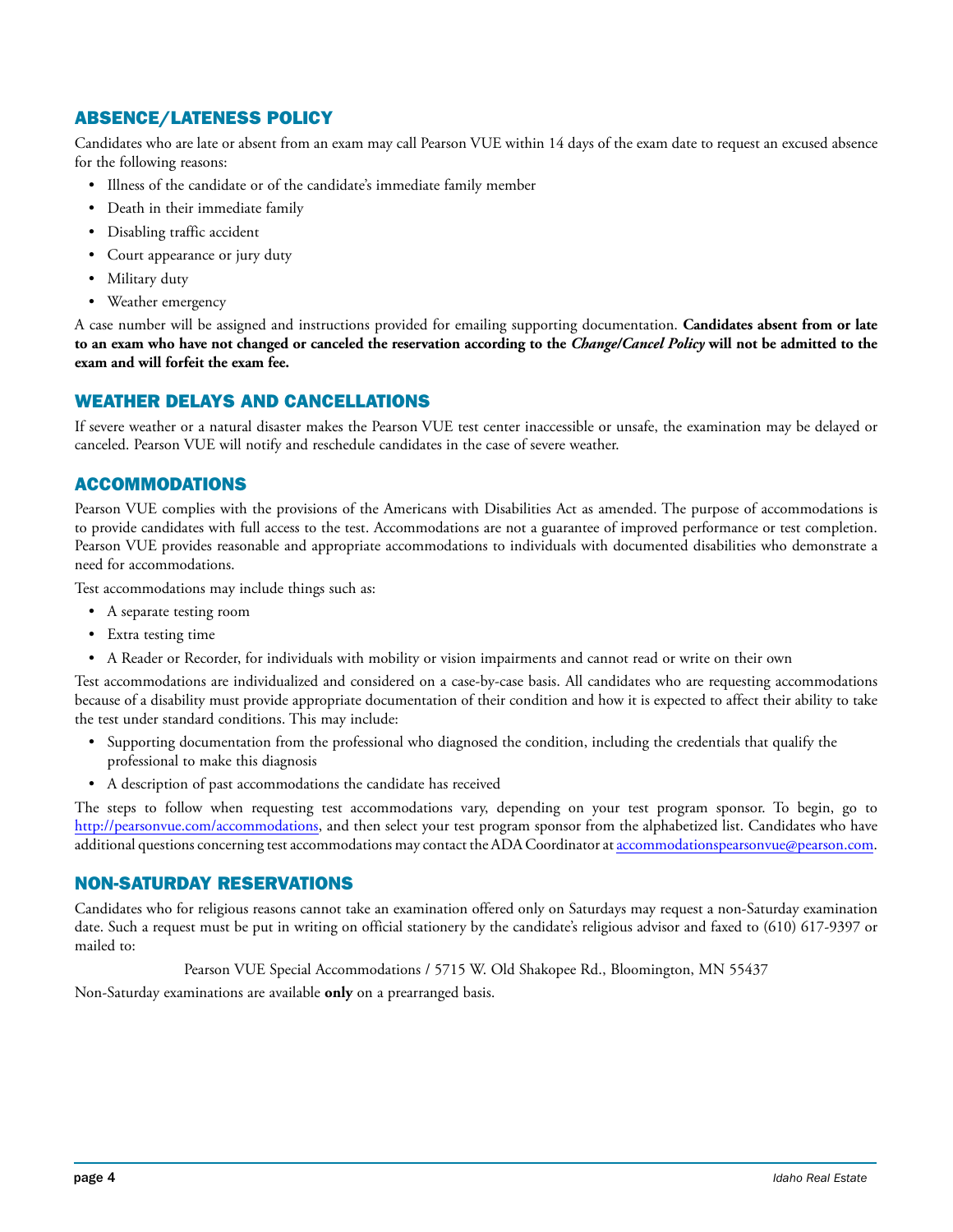## ABSENCE/LATENESS POLICY

Candidates who are late or absent from an exam may call Pearson VUE within 14 days of the exam date to request an excused absence for the following reasons:

- Illness of the candidate or of the candidate's immediate family member
- Death in their immediate family
- Disabling traffic accident
- Court appearance or jury duty
- Military duty
- Weather emergency

A case number will be assigned and instructions provided for emailing supporting documentation. **Candidates absent from or late to an exam who have not changed or canceled the reservation according to the *Change/Cancel Policy* will not be admitted to the exam and will forfeit the exam fee.**

## WEATHER DELAYS AND CANCELLATIONS

If severe weather or a natural disaster makes the Pearson VUE test center inaccessible or unsafe, the examination may be delayed or canceled. Pearson VUE will notify and reschedule candidates in the case of severe weather.

## ACCOMMODATIONS

Pearson VUE complies with the provisions of the Americans with Disabilities Act as amended. The purpose of accommodations is to provide candidates with full access to the test. Accommodations are not a guarantee of improved performance or test completion. Pearson VUE provides reasonable and appropriate accommodations to individuals with documented disabilities who demonstrate a need for accommodations.

Test accommodations may include things such as:

- A separate testing room
- Extra testing time
- A Reader or Recorder, for individuals with mobility or vision impairments and cannot read or write on their own

Test accommodations are individualized and considered on a case-by-case basis. All candidates who are requesting accommodations because of a disability must provide appropriate documentation of their condition and how it is expected to affect their ability to take the test under standard conditions. This may include:

- Supporting documentation from the professional who diagnosed the condition, including the credentials that qualify the professional to make this diagnosis
- A description of past accommodations the candidate has received

The steps to follow when requesting test accommodations vary, depending on your test program sponsor. To begin, go to http://pearsonvue.com/accommodations, and then select your test program sponsor from the alphabetized list. Candidates who have additional questions concerning test accommodations may contact the ADA Coordinator at accommodationspearsonvue@pearson.com.

## NON-SATURDAY RESERVATIONS

Candidates who for religious reasons cannot take an examination offered only on Saturdays may request a non-Saturday examination date. Such a request must be put in writing on official stationery by the candidate's religious advisor and faxed to (610) 617-9397 or mailed to:

Pearson VUE Special Accommodations / 5715 W. Old Shakopee Rd., Bloomington, MN 55437

Non-Saturday examinations are available **only** on a prearranged basis.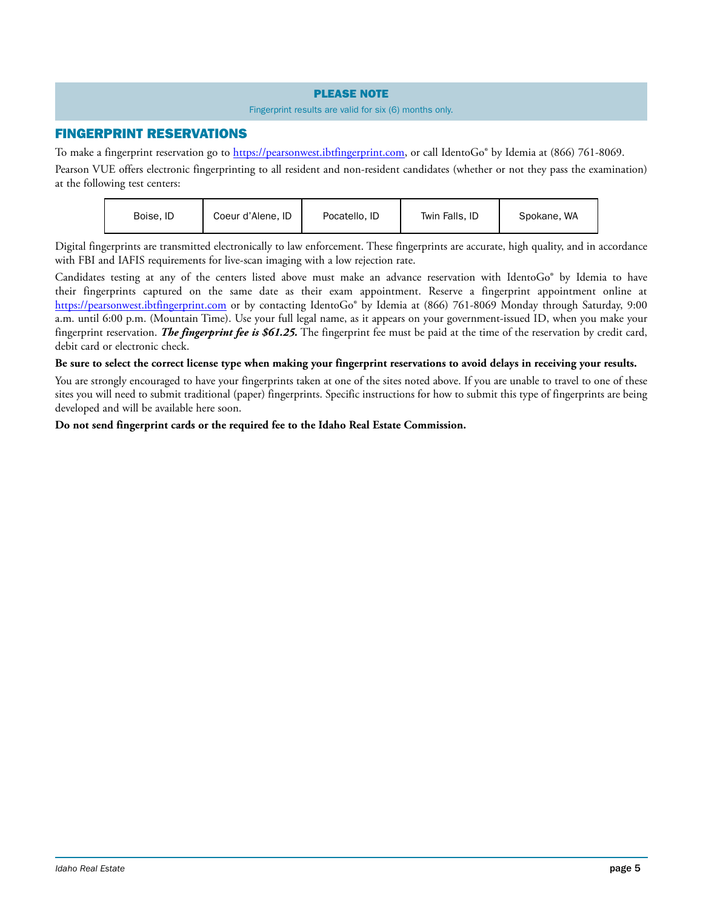**PLEASE NOTE**

Fingerprint results are valid for six (6) months only.

## FINGERPRINT RESERVATIONS

To make a fingerprint reservation go to https://pearsonwest.ibtfingerprint.com, or call IdentoGo® by Idemia at (866) 761-8069.

Pearson VUE offers electronic fingerprinting to all resident and non-resident candidates (whether or not they pass the examination) at the following test centers:

| Boise, ID | Coeur d'Alene, ID | Pocatello, ID | Twin Falls, ID | Spokane, WA |
|---|---|---|---|---|

Digital fingerprints are transmitted electronically to law enforcement. These fingerprints are accurate, high quality, and in accordance with FBI and IAFIS requirements for live-scan imaging with a low rejection rate.

Candidates testing at any of the centers listed above must make an advance reservation with IdentoGo® by Idemia to have their fingerprints captured on the same date as their exam appointment. Reserve a fingerprint appointment online at https://pearsonwest.ibtfingerprint.com or by contacting IdentoGo® by Idemia at (866) 761-8069 Monday through Saturday, 9:00 a.m. until 6:00 p.m. (Mountain Time). Use your full legal name, as it appears on your government-issued ID, when you make your fingerprint reservation. ***The fingerprint fee is $61.25.*** The fingerprint fee must be paid at the time of the reservation by credit card, debit card or electronic check.

**Be sure to select the correct license type when making your fingerprint reservations to avoid delays in receiving your results.**

You are strongly encouraged to have your fingerprints taken at one of the sites noted above. If you are unable to travel to one of these sites you will need to submit traditional (paper) fingerprints. Specific instructions for how to submit this type of fingerprints are being developed and will be available here soon.

**Do not send fingerprint cards or the required fee to the Idaho Real Estate Commission.**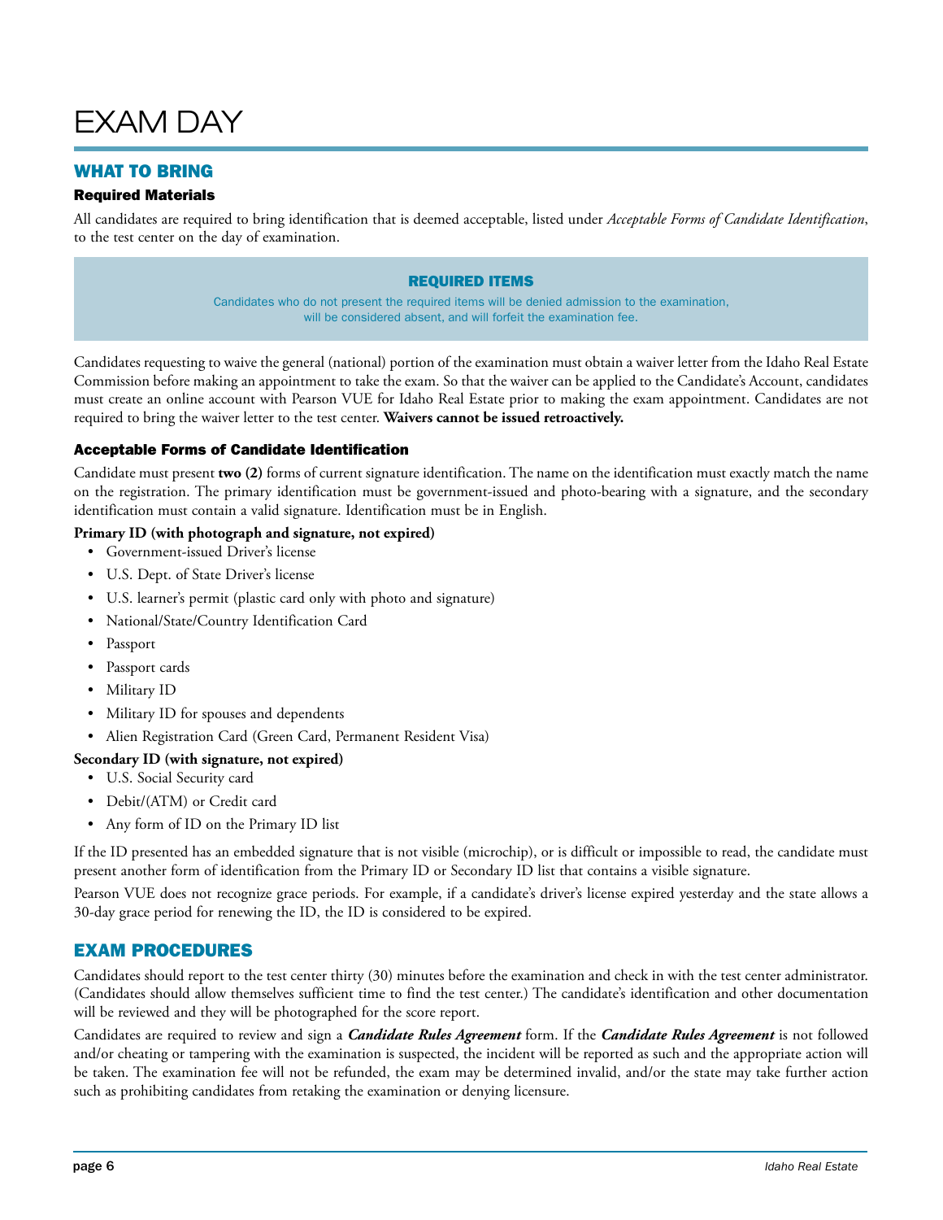# EXAM DAY

## WHAT TO BRING

### Required Materials

All candidates are required to bring identification that is deemed acceptable, listed under *Acceptable Forms of Candidate Identification*, to the test center on the day of examination.

> **REQUIRED ITEMS**
>
> Candidates who do not present the required items will be denied admission to the examination, will be considered absent, and will forfeit the examination fee.

Candidates requesting to waive the general (national) portion of the examination must obtain a waiver letter from the Idaho Real Estate Commission before making an appointment to take the exam. So that the waiver can be applied to the Candidate's Account, candidates must create an online account with Pearson VUE for Idaho Real Estate prior to making the exam appointment. Candidates are not required to bring the waiver letter to the test center. **Waivers cannot be issued retroactively.**

### Acceptable Forms of Candidate Identification

Candidate must present **two (2)** forms of current signature identification. The name on the identification must exactly match the name on the registration. The primary identification must be government-issued and photo-bearing with a signature, and the secondary identification must contain a valid signature. Identification must be in English.

**Primary ID (with photograph and signature, not expired)**

- Government-issued Driver's license
- U.S. Dept. of State Driver's license
- U.S. learner's permit (plastic card only with photo and signature)
- National/State/Country Identification Card
- Passport
- Passport cards
- Military ID
- Military ID for spouses and dependents
- Alien Registration Card (Green Card, Permanent Resident Visa)

**Secondary ID (with signature, not expired)**

- U.S. Social Security card
- Debit/(ATM) or Credit card
- Any form of ID on the Primary ID list

If the ID presented has an embedded signature that is not visible (microchip), or is difficult or impossible to read, the candidate must present another form of identification from the Primary ID or Secondary ID list that contains a visible signature.

Pearson VUE does not recognize grace periods. For example, if a candidate's driver's license expired yesterday and the state allows a 30-day grace period for renewing the ID, the ID is considered to be expired.

## EXAM PROCEDURES

Candidates should report to the test center thirty (30) minutes before the examination and check in with the test center administrator. (Candidates should allow themselves sufficient time to find the test center.) The candidate's identification and other documentation will be reviewed and they will be photographed for the score report.

Candidates are required to review and sign a ***Candidate Rules Agreement*** form. If the ***Candidate Rules Agreement*** is not followed and/or cheating or tampering with the examination is suspected, the incident will be reported as such and the appropriate action will be taken. The examination fee will not be refunded, the exam may be determined invalid, and/or the state may take further action such as prohibiting candidates from retaking the examination or denying licensure.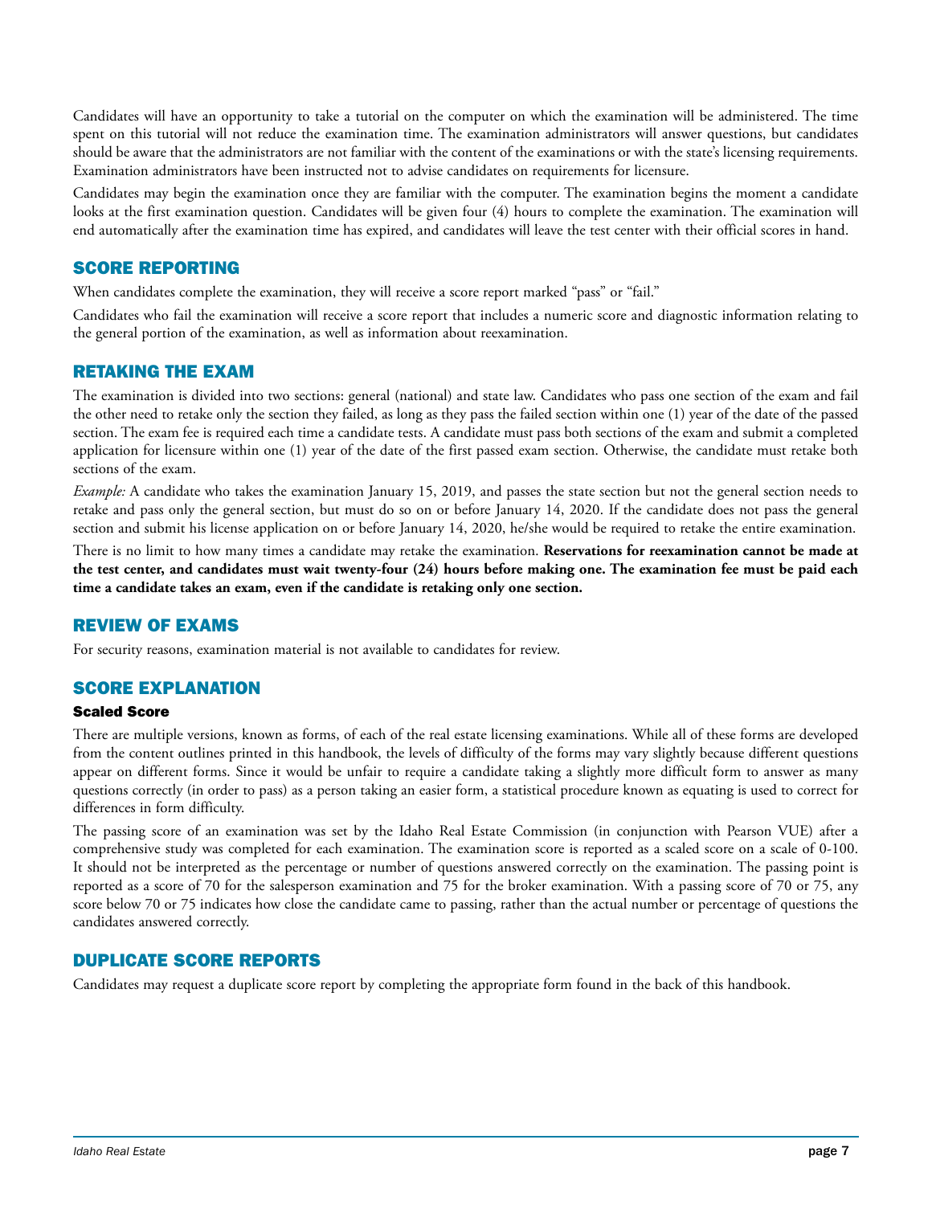Candidates will have an opportunity to take a tutorial on the computer on which the examination will be administered. The time spent on this tutorial will not reduce the examination time. The examination administrators will answer questions, but candidates should be aware that the administrators are not familiar with the content of the examinations or with the state's licensing requirements. Examination administrators have been instructed not to advise candidates on requirements for licensure.

Candidates may begin the examination once they are familiar with the computer. The examination begins the moment a candidate looks at the first examination question. Candidates will be given four (4) hours to complete the examination. The examination will end automatically after the examination time has expired, and candidates will leave the test center with their official scores in hand.

## SCORE REPORTING

When candidates complete the examination, they will receive a score report marked "pass" or "fail."

Candidates who fail the examination will receive a score report that includes a numeric score and diagnostic information relating to the general portion of the examination, as well as information about reexamination.

## RETAKING THE EXAM

The examination is divided into two sections: general (national) and state law. Candidates who pass one section of the exam and fail the other need to retake only the section they failed, as long as they pass the failed section within one (1) year of the date of the passed section. The exam fee is required each time a candidate tests. A candidate must pass both sections of the exam and submit a completed application for licensure within one (1) year of the date of the first passed exam section. Otherwise, the candidate must retake both sections of the exam.

*Example:* A candidate who takes the examination January 15, 2019, and passes the state section but not the general section needs to retake and pass only the general section, but must do so on or before January 14, 2020. If the candidate does not pass the general section and submit his license application on or before January 14, 2020, he/she would be required to retake the entire examination.

There is no limit to how many times a candidate may retake the examination. **Reservations for reexamination cannot be made at the test center, and candidates must wait twenty-four (24) hours before making one. The examination fee must be paid each time a candidate takes an exam, even if the candidate is retaking only one section.**

## REVIEW OF EXAMS

For security reasons, examination material is not available to candidates for review.

## SCORE EXPLANATION

### Scaled Score

There are multiple versions, known as forms, of each of the real estate licensing examinations. While all of these forms are developed from the content outlines printed in this handbook, the levels of difficulty of the forms may vary slightly because different questions appear on different forms. Since it would be unfair to require a candidate taking a slightly more difficult form to answer as many questions correctly (in order to pass) as a person taking an easier form, a statistical procedure known as equating is used to correct for differences in form difficulty.

The passing score of an examination was set by the Idaho Real Estate Commission (in conjunction with Pearson VUE) after a comprehensive study was completed for each examination. The examination score is reported as a scaled score on a scale of 0-100. It should not be interpreted as the percentage or number of questions answered correctly on the examination. The passing point is reported as a score of 70 for the salesperson examination and 75 for the broker examination. With a passing score of 70 or 75, any score below 70 or 75 indicates how close the candidate came to passing, rather than the actual number or percentage of questions the candidates answered correctly.

## DUPLICATE SCORE REPORTS

Candidates may request a duplicate score report by completing the appropriate form found in the back of this handbook.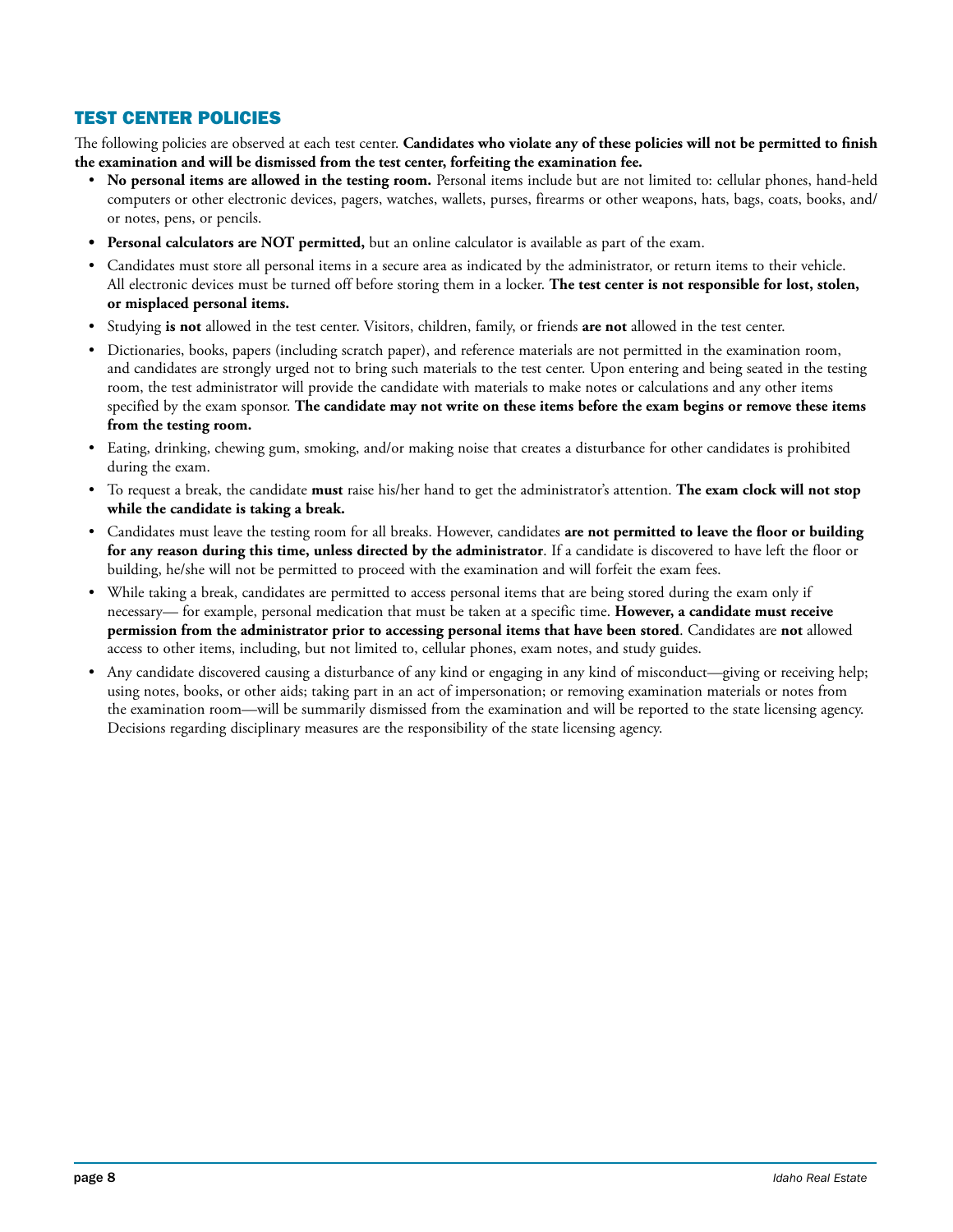## TEST CENTER POLICIES

The following policies are observed at each test center. **Candidates who violate any of these policies will not be permitted to finish the examination and will be dismissed from the test center, forfeiting the examination fee.**

- **No personal items are allowed in the testing room.** Personal items include but are not limited to: cellular phones, hand-held computers or other electronic devices, pagers, watches, wallets, purses, firearms or other weapons, hats, bags, coats, books, and/or notes, pens, or pencils.
- **Personal calculators are NOT permitted,** but an online calculator is available as part of the exam.
- Candidates must store all personal items in a secure area as indicated by the administrator, or return items to their vehicle. All electronic devices must be turned off before storing them in a locker. **The test center is not responsible for lost, stolen, or misplaced personal items.**
- Studying **is not** allowed in the test center. Visitors, children, family, or friends **are not** allowed in the test center.
- Dictionaries, books, papers (including scratch paper), and reference materials are not permitted in the examination room, and candidates are strongly urged not to bring such materials to the test center. Upon entering and being seated in the testing room, the test administrator will provide the candidate with materials to make notes or calculations and any other items specified by the exam sponsor. **The candidate may not write on these items before the exam begins or remove these items from the testing room.**
- Eating, drinking, chewing gum, smoking, and/or making noise that creates a disturbance for other candidates is prohibited during the exam.
- To request a break, the candidate **must** raise his/her hand to get the administrator's attention. **The exam clock will not stop while the candidate is taking a break.**
- Candidates must leave the testing room for all breaks. However, candidates **are not permitted to leave the floor or building for any reason during this time, unless directed by the administrator**. If a candidate is discovered to have left the floor or building, he/she will not be permitted to proceed with the examination and will forfeit the exam fees.
- While taking a break, candidates are permitted to access personal items that are being stored during the exam only if necessary— for example, personal medication that must be taken at a specific time. **However, a candidate must receive permission from the administrator prior to accessing personal items that have been stored**. Candidates are **not** allowed access to other items, including, but not limited to, cellular phones, exam notes, and study guides.
- Any candidate discovered causing a disturbance of any kind or engaging in any kind of misconduct—giving or receiving help; using notes, books, or other aids; taking part in an act of impersonation; or removing examination materials or notes from the examination room—will be summarily dismissed from the examination and will be reported to the state licensing agency. Decisions regarding disciplinary measures are the responsibility of the state licensing agency.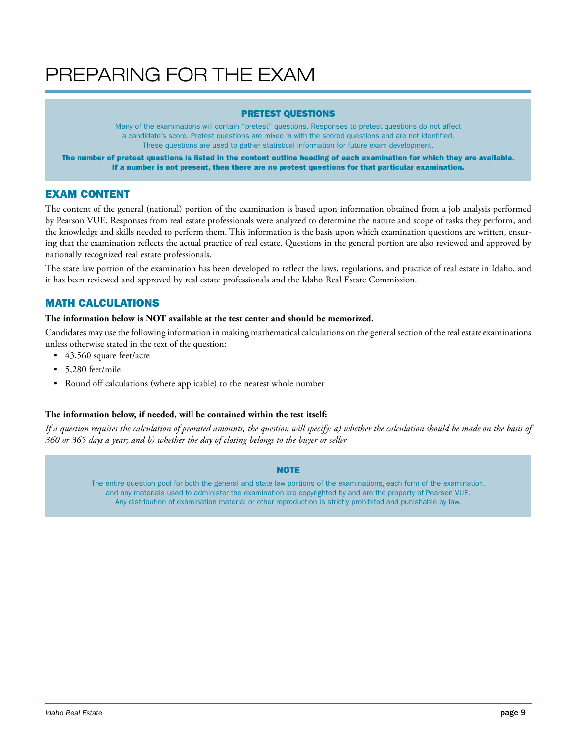# PREPARING FOR THE EXAM

### PRETEST QUESTIONS

Many of the examinations will contain "pretest" questions. Responses to pretest questions do not affect a candidate's score. Pretest questions are mixed in with the scored questions and are not identified. These questions are used to gather statistical information for future exam development.

**The number of pretest questions is listed in the content outline heading of each examination for which they are available. If a number is not present, then there are no pretest questions for that particular examination.**

## EXAM CONTENT

The content of the general (national) portion of the examination is based upon information obtained from a job analysis performed by Pearson VUE. Responses from real estate professionals were analyzed to determine the nature and scope of tasks they perform, and the knowledge and skills needed to perform them. This information is the basis upon which examination questions are written, ensuring that the examination reflects the actual practice of real estate. Questions in the general portion are also reviewed and approved by nationally recognized real estate professionals.

The state law portion of the examination has been developed to reflect the laws, regulations, and practice of real estate in Idaho, and it has been reviewed and approved by real estate professionals and the Idaho Real Estate Commission.

## MATH CALCULATIONS

**The information below is NOT available at the test center and should be memorized.**

Candidates may use the following information in making mathematical calculations on the general section of the real estate examinations unless otherwise stated in the text of the question:

- 43,560 square feet/acre
- 5,280 feet/mile
- Round off calculations (where applicable) to the nearest whole number

**The information below, if needed, will be contained within the test itself:**

*If a question requires the calculation of prorated amounts, the question will specify: a) whether the calculation should be made on the basis of 360 or 365 days a year; and b) whether the day of closing belongs to the buyer or seller*

### NOTE

The entire question pool for both the general and state law portions of the examinations, each form of the examination, and any materials used to administer the examination are copyrighted by and are the property of Pearson VUE. Any distribution of examination material or other reproduction is strictly prohibited and punishable by law.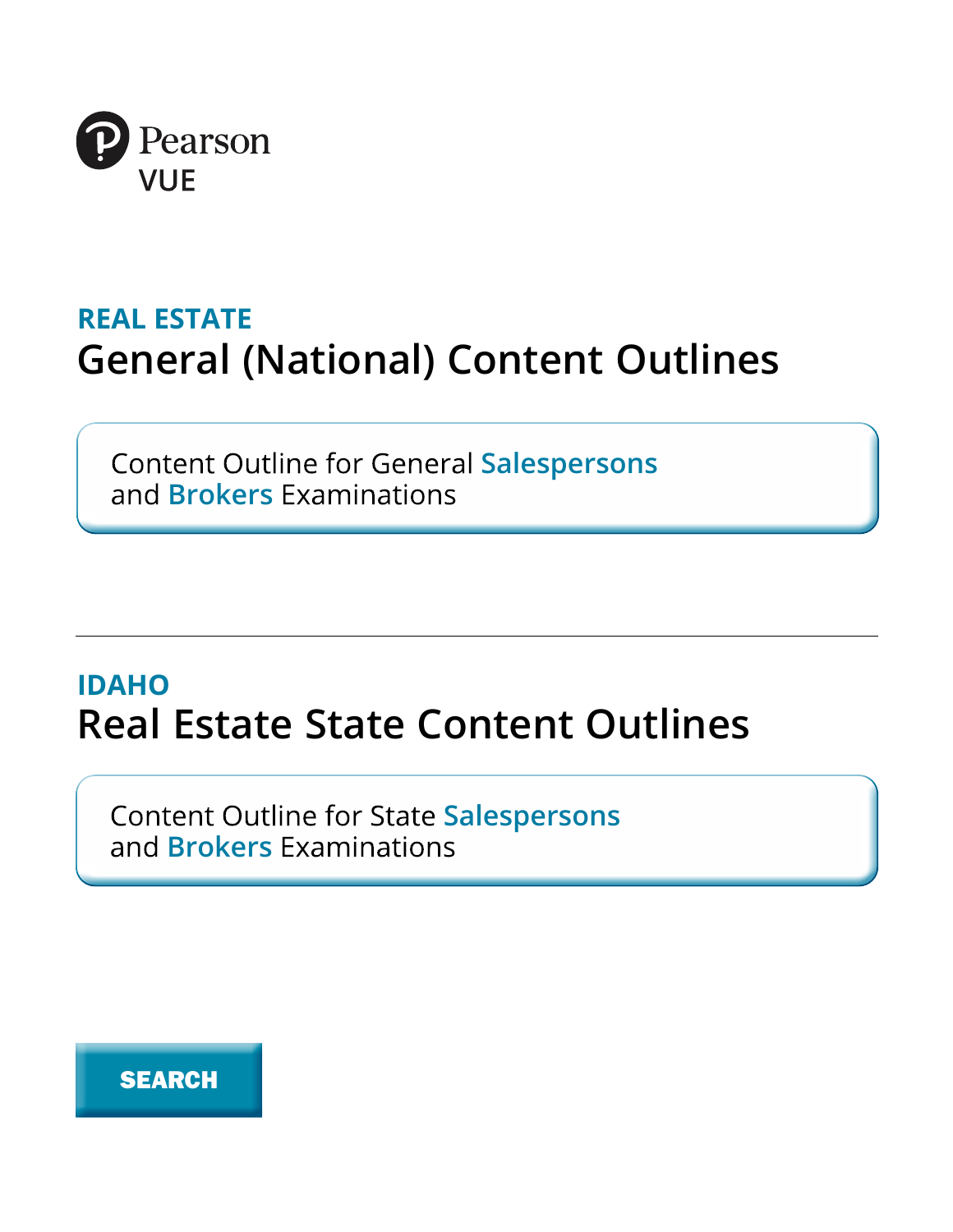Pearson VUE

## REAL ESTATE

# General (National) Content Outlines

Content Outline for General Salespersons and Brokers Examinations

---

## IDAHO

# Real Estate State Content Outlines

Content Outline for State Salespersons and Brokers Examinations

SEARCH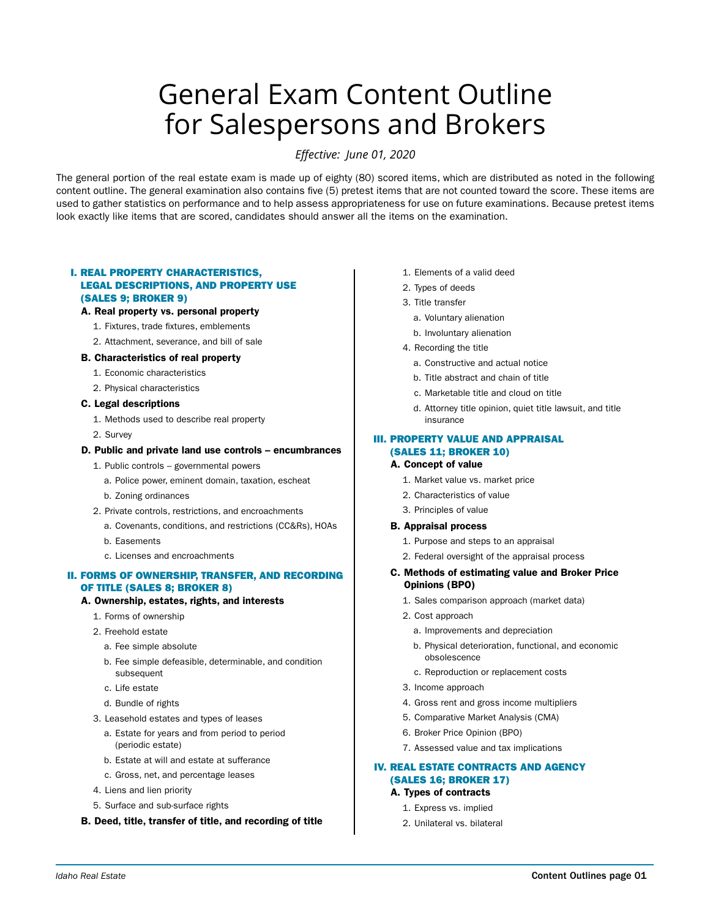# General Exam Content Outline for Salespersons and Brokers

*Effective: June 01, 2020*

The general portion of the real estate exam is made up of eighty (80) scored items, which are distributed as noted in the following content outline. The general examination also contains five (5) pretest items that are not counted toward the score. These items are used to gather statistics on performance and to help assess appropriateness for use on future examinations. Because pretest items look exactly like items that are scored, candidates should answer all the items on the examination.

## I. REAL PROPERTY CHARACTERISTICS, LEGAL DESCRIPTIONS, AND PROPERTY USE (SALES 9; BROKER 9)

**A. Real property vs. personal property**

1. Fixtures, trade fixtures, emblements
2. Attachment, severance, and bill of sale

**B. Characteristics of real property**

1. Economic characteristics
2. Physical characteristics

**C. Legal descriptions**

1. Methods used to describe real property
2. Survey

**D. Public and private land use controls – encumbrances**

1. Public controls – governmental powers
   - a. Police power, eminent domain, taxation, escheat
   - b. Zoning ordinances
2. Private controls, restrictions, and encroachments
   - a. Covenants, conditions, and restrictions (CC&Rs), HOAs
   - b. Easements
   - c. Licenses and encroachments

## II. FORMS OF OWNERSHIP, TRANSFER, AND RECORDING OF TITLE (SALES 8; BROKER 8)

**A. Ownership, estates, rights, and interests**

1. Forms of ownership
2. Freehold estate
   - a. Fee simple absolute
   - b. Fee simple defeasible, determinable, and condition subsequent
   - c. Life estate
   - d. Bundle of rights
3. Leasehold estates and types of leases
   - a. Estate for years and from period to period (periodic estate)
   - b. Estate at will and estate at sufferance
   - c. Gross, net, and percentage leases
4. Liens and lien priority
5. Surface and sub-surface rights

**B. Deed, title, transfer of title, and recording of title**

1. Elements of a valid deed
2. Types of deeds
3. Title transfer
   - a. Voluntary alienation
   - b. Involuntary alienation
4. Recording the title
   - a. Constructive and actual notice
   - b. Title abstract and chain of title
   - c. Marketable title and cloud on title
   - d. Attorney title opinion, quiet title lawsuit, and title insurance

## III. PROPERTY VALUE AND APPRAISAL (SALES 11; BROKER 10)

**A. Concept of value**

1. Market value vs. market price
2. Characteristics of value
3. Principles of value

**B. Appraisal process**

1. Purpose and steps to an appraisal
2. Federal oversight of the appraisal process

**C. Methods of estimating value and Broker Price Opinions (BPO)**

1. Sales comparison approach (market data)
2. Cost approach
   - a. Improvements and depreciation
   - b. Physical deterioration, functional, and economic obsolescence
   - c. Reproduction or replacement costs
3. Income approach
4. Gross rent and gross income multipliers
5. Comparative Market Analysis (CMA)
6. Broker Price Opinion (BPO)
7. Assessed value and tax implications

## IV. REAL ESTATE CONTRACTS AND AGENCY (SALES 16; BROKER 17)

**A. Types of contracts**

1. Express vs. implied
2. Unilateral vs. bilateral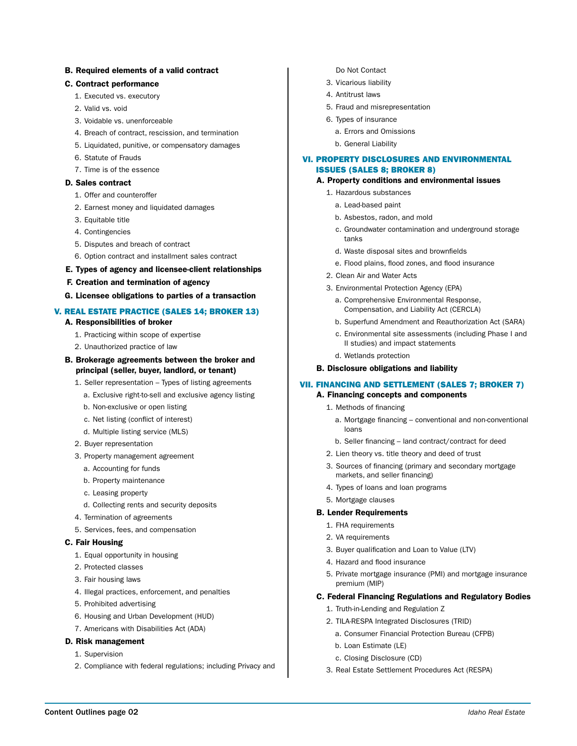**B. Required elements of a valid contract**

**C. Contract performance**

1. Executed vs. executory
2. Valid vs. void
3. Voidable vs. unenforceable
4. Breach of contract, rescission, and termination
5. Liquidated, punitive, or compensatory damages
6. Statute of Frauds
7. Time is of the essence

**D. Sales contract**

1. Offer and counteroffer
2. Earnest money and liquidated damages
3. Equitable title
4. Contingencies
5. Disputes and breach of contract
6. Option contract and installment sales contract

**E. Types of agency and licensee-client relationships**

**F. Creation and termination of agency**

**G. Licensee obligations to parties of a transaction**

## V. REAL ESTATE PRACTICE (SALES 14; BROKER 13)

**A. Responsibilities of broker**

1. Practicing within scope of expertise
2. Unauthorized practice of law

**B. Brokerage agreements between the broker and principal (seller, buyer, landlord, or tenant)**

1. Seller representation – Types of listing agreements
   - a. Exclusive right-to-sell and exclusive agency listing
   - b. Non-exclusive or open listing
   - c. Net listing (conflict of interest)
   - d. Multiple listing service (MLS)
2. Buyer representation
3. Property management agreement
   - a. Accounting for funds
   - b. Property maintenance
   - c. Leasing property
   - d. Collecting rents and security deposits
4. Termination of agreements
5. Services, fees, and compensation

**C. Fair Housing**

1. Equal opportunity in housing
2. Protected classes
3. Fair housing laws
4. Illegal practices, enforcement, and penalties
5. Prohibited advertising
6. Housing and Urban Development (HUD)
7. Americans with Disabilities Act (ADA)

**D. Risk management**

1. Supervision
2. Compliance with federal regulations; including Privacy and Do Not Contact
3. Vicarious liability
4. Antitrust laws
5. Fraud and misrepresentation
6. Types of insurance
   - a. Errors and Omissions
   - b. General Liability

## VI. PROPERTY DISCLOSURES AND ENVIRONMENTAL ISSUES (SALES 8; BROKER 8)

**A. Property conditions and environmental issues**

1. Hazardous substances
   - a. Lead-based paint
   - b. Asbestos, radon, and mold
   - c. Groundwater contamination and underground storage tanks
   - d. Waste disposal sites and brownfields
   - e. Flood plains, flood zones, and flood insurance
2. Clean Air and Water Acts
3. Environmental Protection Agency (EPA)
   - a. Comprehensive Environmental Response, Compensation, and Liability Act (CERCLA)
   - b. Superfund Amendment and Reauthorization Act (SARA)
   - c. Environmental site assessments (including Phase I and II studies) and impact statements
   - d. Wetlands protection

**B. Disclosure obligations and liability**

## VII. FINANCING AND SETTLEMENT (SALES 7; BROKER 7)

**A. Financing concepts and components**

1. Methods of financing
   - a. Mortgage financing – conventional and non-conventional loans
   - b. Seller financing – land contract/contract for deed
2. Lien theory vs. title theory and deed of trust
3. Sources of financing (primary and secondary mortgage markets, and seller financing)
4. Types of loans and loan programs
5. Mortgage clauses

**B. Lender Requirements**

1. FHA requirements
2. VA requirements
3. Buyer qualification and Loan to Value (LTV)
4. Hazard and flood insurance
5. Private mortgage insurance (PMI) and mortgage insurance premium (MIP)

**C. Federal Financing Regulations and Regulatory Bodies**

1. Truth-in-Lending and Regulation Z
2. TILA-RESPA Integrated Disclosures (TRID)
   - a. Consumer Financial Protection Bureau (CFPB)
   - b. Loan Estimate (LE)
   - c. Closing Disclosure (CD)
3. Real Estate Settlement Procedures Act (RESPA)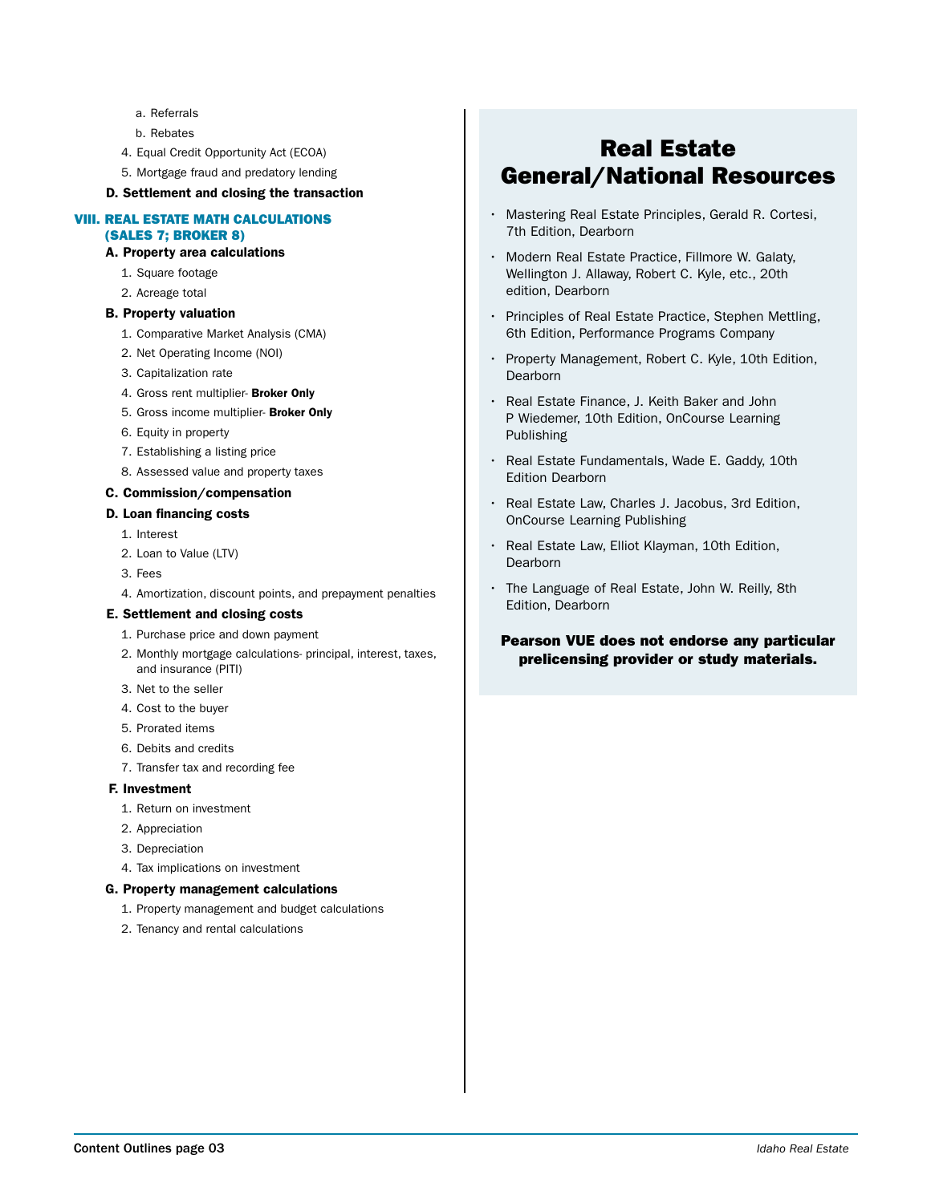a. Referrals
b. Rebates

4. Equal Credit Opportunity Act (ECOA)
5. Mortgage fraud and predatory lending

**D. Settlement and closing the transaction**

## VIII. REAL ESTATE MATH CALCULATIONS (SALES 7; BROKER 8)

**A. Property area calculations**

1. Square footage
2. Acreage total

**B. Property valuation**

1. Comparative Market Analysis (CMA)
2. Net Operating Income (NOI)
3. Capitalization rate
4. Gross rent multiplier- **Broker Only**
5. Gross income multiplier- **Broker Only**
6. Equity in property
7. Establishing a listing price
8. Assessed value and property taxes

**C. Commission/compensation**

**D. Loan financing costs**

1. Interest
2. Loan to Value (LTV)
3. Fees
4. Amortization, discount points, and prepayment penalties

**E. Settlement and closing costs**

1. Purchase price and down payment
2. Monthly mortgage calculations- principal, interest, taxes, and insurance (PITI)
3. Net to the seller
4. Cost to the buyer
5. Prorated items
6. Debits and credits
7. Transfer tax and recording fee

**F. Investment**

1. Return on investment
2. Appreciation
3. Depreciation
4. Tax implications on investment

**G. Property management calculations**

1. Property management and budget calculations
2. Tenancy and rental calculations

# Real Estate General/National Resources

- Mastering Real Estate Principles, Gerald R. Cortesi, 7th Edition, Dearborn
- Modern Real Estate Practice, Fillmore W. Galaty, Wellington J. Allaway, Robert C. Kyle, etc., 20th edition, Dearborn
- Principles of Real Estate Practice, Stephen Mettling, 6th Edition, Performance Programs Company
- Property Management, Robert C. Kyle, 10th Edition, Dearborn
- Real Estate Finance, J. Keith Baker and John P Wiedemer, 10th Edition, OnCourse Learning Publishing
- Real Estate Fundamentals, Wade E. Gaddy, 10th Edition Dearborn
- Real Estate Law, Charles J. Jacobus, 3rd Edition, OnCourse Learning Publishing
- Real Estate Law, Elliot Klayman, 10th Edition, Dearborn
- The Language of Real Estate, John W. Reilly, 8th Edition, Dearborn

**Pearson VUE does not endorse any particular prelicensing provider or study materials.**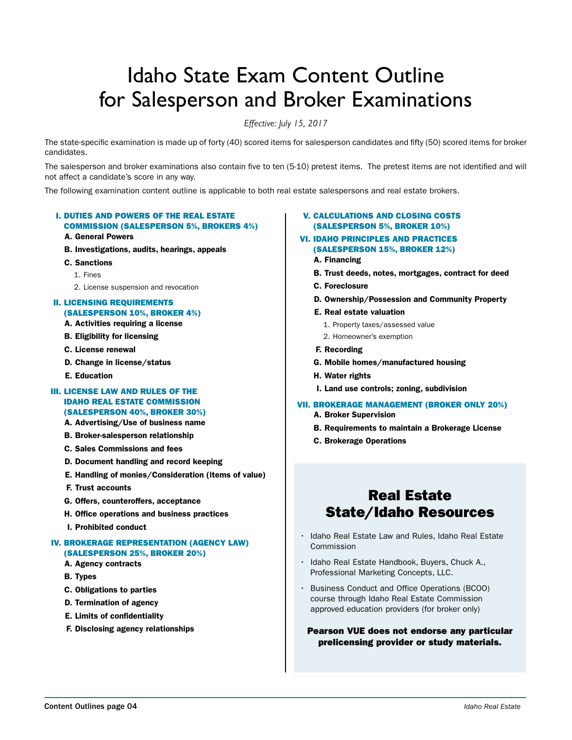# Idaho State Exam Content Outline for Salesperson and Broker Examinations

*Effective: July 15, 2017*

The state-specific examination is made up of forty (40) scored items for salesperson candidates and fifty (50) scored items for broker candidates.

The salesperson and broker examinations also contain five to ten (5-10) pretest items. The pretest items are not identified and will not affect a candidate's score in any way.

The following examination content outline is applicable to both real estate salespersons and real estate brokers.

### I. DUTIES AND POWERS OF THE REAL ESTATE COMMISSION (SALESPERSON 5%, BROKERS 4%)

- **A. General Powers**
- **B. Investigations, audits, hearings, appeals**
- **C. Sanctions**
  1. Fines
  2. License suspension and revocation

### II. LICENSING REQUIREMENTS (SALESPERSON 10%, BROKER 4%)

- **A. Activities requiring a license**
- **B. Eligibility for licensing**
- **C. License renewal**
- **D. Change in license/status**
- **E. Education**

### III. LICENSE LAW AND RULES OF THE IDAHO REAL ESTATE COMMISSION (SALESPERSON 40%, BROKER 30%)

- **A. Advertising/Use of business name**
- **B. Broker-salesperson relationship**
- **C. Sales Commissions and fees**
- **D. Document handling and record keeping**
- **E. Handling of monies/Consideration (items of value)**
- **F. Trust accounts**
- **G. Offers, counteroffers, acceptance**
- **H. Office operations and business practices**
- **I. Prohibited conduct**

### IV. BROKERAGE REPRESENTATION (AGENCY LAW) (SALESPERSON 25%, BROKER 20%)

- **A. Agency contracts**
- **B. Types**
- **C. Obligations to parties**
- **D. Termination of agency**
- **E. Limits of confidentiality**
- **F. Disclosing agency relationships**

### V. CALCULATIONS AND CLOSING COSTS (SALESPERSON 5%, BROKER 10%)

### VI. IDAHO PRINCIPLES AND PRACTICES (SALESPERSON 15%, BROKER 12%)

- **A. Financing**
- **B. Trust deeds, notes, mortgages, contract for deed**
- **C. Foreclosure**
- **D. Ownership/Possession and Community Property**
- **E. Real estate valuation**
  1. Property taxes/assessed value
  2. Homeowner's exemption
- **F. Recording**
- **G. Mobile homes/manufactured housing**
- **H. Water rights**
- **I. Land use controls; zoning, subdivision**

### VII. BROKERAGE MANAGEMENT (BROKER ONLY 20%)

- **A. Broker Supervision**
- **B. Requirements to maintain a Brokerage License**
- **C. Brokerage Operations**

## Real Estate State/Idaho Resources

- Idaho Real Estate Law and Rules, Idaho Real Estate Commission
- Idaho Real Estate Handbook, Buyers, Chuck A., Professional Marketing Concepts, LLC.
- Business Conduct and Office Operations (BCOO) course through Idaho Real Estate Commission approved education providers (for broker only)

**Pearson VUE does not endorse any particular prelicensing provider or study materials.**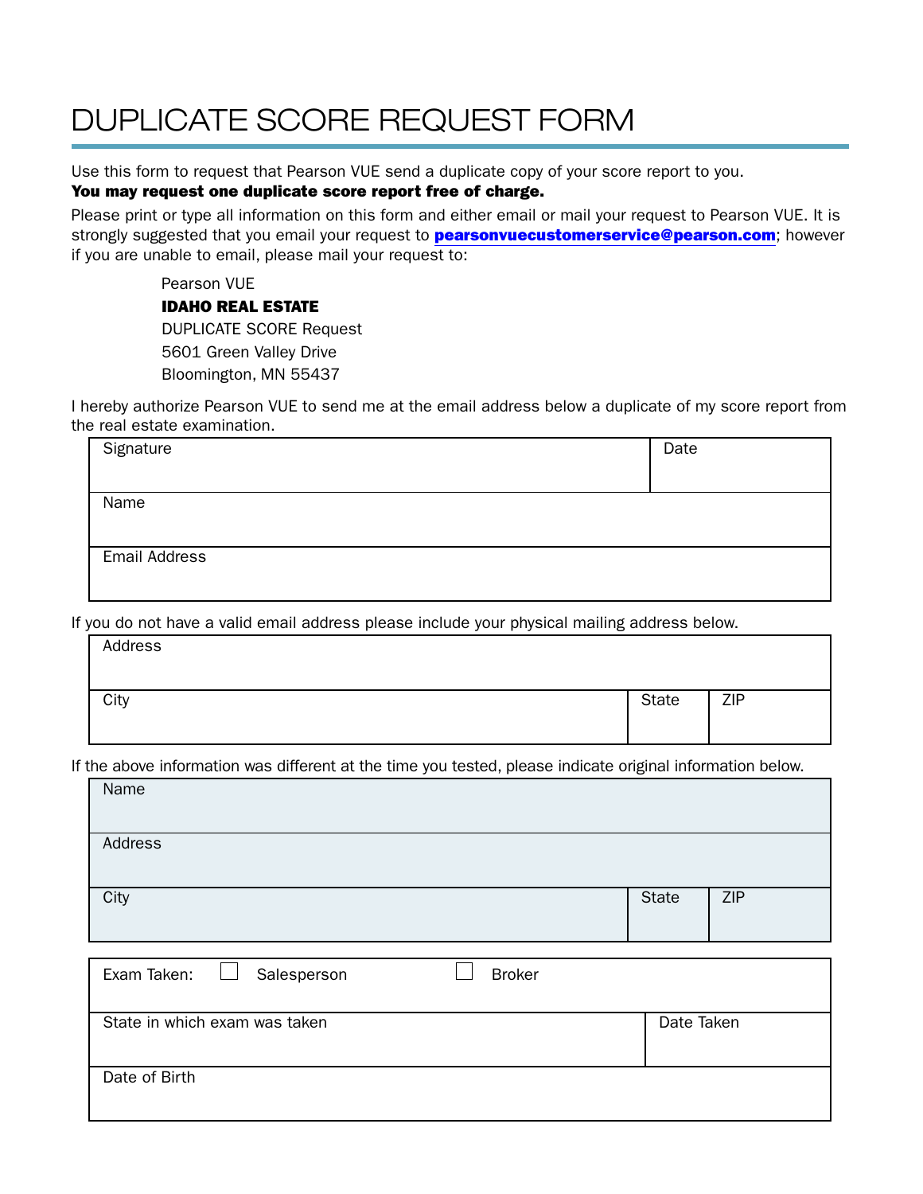# DUPLICATE SCORE REQUEST FORM

Use this form to request that Pearson VUE send a duplicate copy of your score report to you.

**You may request one duplicate score report free of charge.**

Please print or type all information on this form and either email or mail your request to Pearson VUE. It is strongly suggested that you email your request to **pearsonvuecustomerservice@pearson.com**; however if you are unable to email, please mail your request to:

> Pearson VUE
> **IDAHO REAL ESTATE**
> DUPLICATE SCORE Request
> 5601 Green Valley Drive
> Bloomington, MN 55437

I hereby authorize Pearson VUE to send me at the email address below a duplicate of my score report from the real estate examination.

| Signature | Date |
|---|---|
| Name | |
| Email Address | |

If you do not have a valid email address please include your physical mailing address below.

| Address | | |
|---|---|---|
| City | State | ZIP |

If the above information was different at the time you tested, please indicate original information below.

| Name | | |
|---|---|---|
| Address | | |
| City | State | ZIP |

| Exam Taken: ☐ Salesperson ☐ Broker | |
|---|---|
| State in which exam was taken | Date Taken |
| Date of Birth | |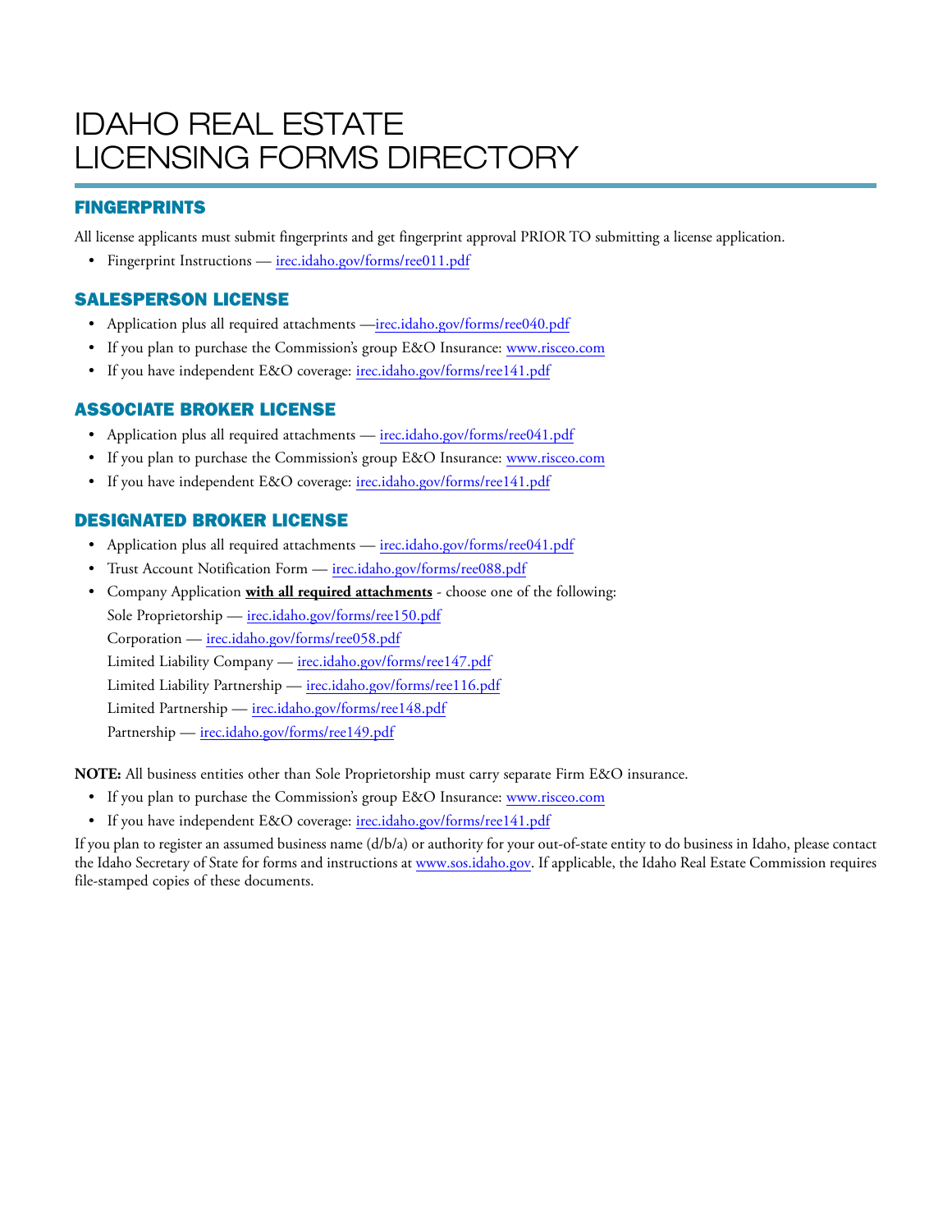# IDAHO REAL ESTATE LICENSING FORMS DIRECTORY

## FINGERPRINTS

All license applicants must submit fingerprints and get fingerprint approval PRIOR TO submitting a license application.

- Fingerprint Instructions — irec.idaho.gov/forms/ree011.pdf

## SALESPERSON LICENSE

- Application plus all required attachments —irec.idaho.gov/forms/ree040.pdf
- If you plan to purchase the Commission's group E&O Insurance: www.risceo.com
- If you have independent E&O coverage: irec.idaho.gov/forms/ree141.pdf

## ASSOCIATE BROKER LICENSE

- Application plus all required attachments — irec.idaho.gov/forms/ree041.pdf
- If you plan to purchase the Commission's group E&O Insurance: www.risceo.com
- If you have independent E&O coverage: irec.idaho.gov/forms/ree141.pdf

## DESIGNATED BROKER LICENSE

- Application plus all required attachments — irec.idaho.gov/forms/ree041.pdf
- Trust Account Notification Form — irec.idaho.gov/forms/ree088.pdf
- Company Application **with all required attachments** - choose one of the following:
  Sole Proprietorship — irec.idaho.gov/forms/ree150.pdf
  Corporation — irec.idaho.gov/forms/ree058.pdf
  Limited Liability Company — irec.idaho.gov/forms/ree147.pdf
  Limited Liability Partnership — irec.idaho.gov/forms/ree116.pdf
  Limited Partnership — irec.idaho.gov/forms/ree148.pdf
  Partnership — irec.idaho.gov/forms/ree149.pdf

**NOTE:** All business entities other than Sole Proprietorship must carry separate Firm E&O insurance.

- If you plan to purchase the Commission's group E&O Insurance: www.risceo.com
- If you have independent E&O coverage: irec.idaho.gov/forms/ree141.pdf

If you plan to register an assumed business name (d/b/a) or authority for your out-of-state entity to do business in Idaho, please contact the Idaho Secretary of State for forms and instructions at www.sos.idaho.gov. If applicable, the Idaho Real Estate Commission requires file-stamped copies of these documents.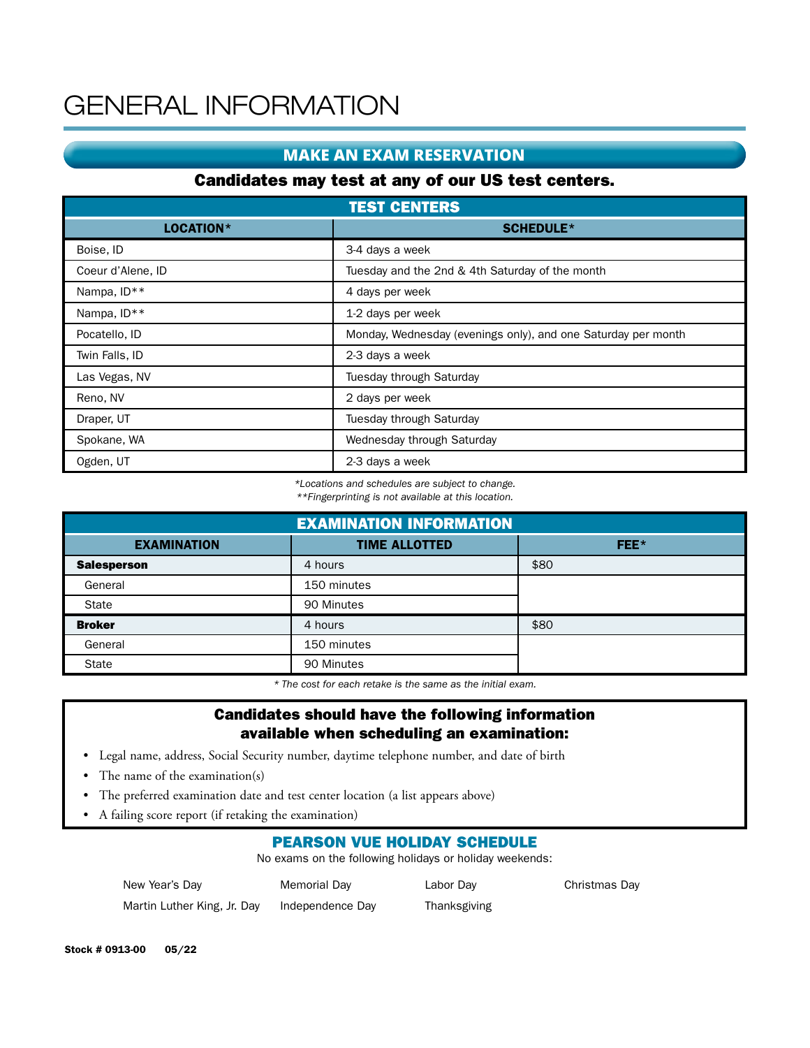# GENERAL INFORMATION

## MAKE AN EXAM RESERVATION

**Candidates may test at any of our US test centers.**

| TEST CENTERS | |
|---|---|
| **LOCATION*** | **SCHEDULE*** |
| Boise, ID | 3-4 days a week |
| Coeur d'Alene, ID | Tuesday and the 2nd & 4th Saturday of the month |
| Nampa, ID** | 4 days per week |
| Nampa, ID** | 1-2 days per week |
| Pocatello, ID | Monday, Wednesday (evenings only), and one Saturday per month |
| Twin Falls, ID | 2-3 days a week |
| Las Vegas, NV | Tuesday through Saturday |
| Reno, NV | 2 days per week |
| Draper, UT | Tuesday through Saturday |
| Spokane, WA | Wednesday through Saturday |
| Ogden, UT | 2-3 days a week |

*\*Locations and schedules are subject to change.*
*\*\*Fingerprinting is not available at this location.*

| EXAMINATION INFORMATION | | |
|---|---|---|
| **EXAMINATION** | **TIME ALLOTTED** | **FEE*** |
| **Salesperson** | 4 hours | $80 |
| General | 150 minutes | |
| State | 90 Minutes | |
| **Broker** | 4 hours | $80 |
| General | 150 minutes | |
| State | 90 Minutes | |

*\* The cost for each retake is the same as the initial exam.*

**Candidates should have the following information available when scheduling an examination:**

- Legal name, address, Social Security number, daytime telephone number, and date of birth
- The name of the examination(s)
- The preferred examination date and test center location (a list appears above)
- A failing score report (if retaking the examination)

## PEARSON VUE HOLIDAY SCHEDULE

No exams on the following holidays or holiday weekends:

- New Year's Day
- Martin Luther King, Jr. Day
- Memorial Day
- Independence Day
- Labor Day
- Thanksgiving
- Christmas Day

**Stock # 0913-00 05/22**